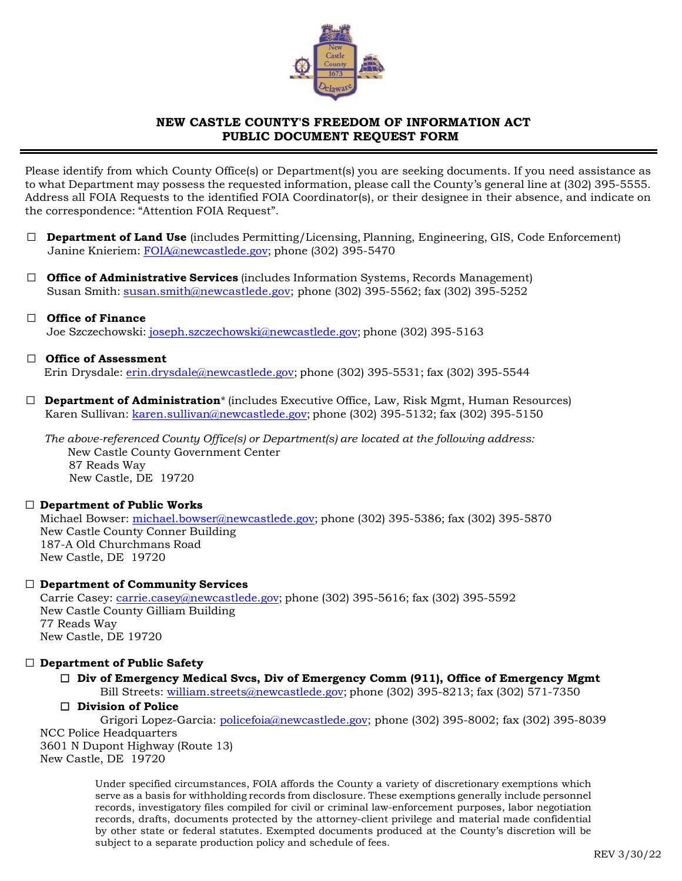# NEW CASTLE COUNTY'S FREEDOM OF INFORMATION ACT PUBLIC DOCUMENT REQUEST FORM

Please identify from which County Office(s) or Department(s) you are seeking documents. If you need assistance as to what Department may possess the requested information, please call the County's general line at (302) 395-5555. Address all FOIA Requests to the identified FOIA Coordinator(s), or their designee in their absence, and indicate on the correspondence: "Attention FOIA Request".

☐ **Department of Land Use** (includes Permitting/Licensing, Planning, Engineering, GIS, Code Enforcement)
Janine Knieriem: FOIA@newcastlede.gov; phone (302) 395-5470

☐ **Office of Administrative Services** (includes Information Systems, Records Management)
Susan Smith: susan.smith@newcastlede.gov; phone (302) 395-5562; fax (302) 395-5252

☐ **Office of Finance**
Joe Szczechowski: joseph.szczechowski@newcastlede.gov; phone (302) 395-5163

☐ **Office of Assessment**
Erin Drysdale: erin.drysdale@newcastlede.gov; phone (302) 395-5531; fax (302) 395-5544

☐ **Department of Administration*** (includes Executive Office, Law, Risk Mgmt, Human Resources)
Karen Sullivan: karen.sullivan@newcastlede.gov; phone (302) 395-5132; fax (302) 395-5150

*The above-referenced County Office(s) or Department(s) are located at the following address:*
New Castle County Government Center
87 Reads Way
New Castle, DE 19720

☐ **Department of Public Works**
Michael Bowser: michael.bowser@newcastlede.gov; phone (302) 395-5386; fax (302) 395-5870
New Castle County Conner Building
187-A Old Churchmans Road
New Castle, DE 19720

☐ **Department of Community Services**
Carrie Casey: carrie.casey@newcastlede.gov; phone (302) 395-5616; fax (302) 395-5592
New Castle County Gilliam Building
77 Reads Way
New Castle, DE 19720

☐ **Department of Public Safety**

- ☐ **Div of Emergency Medical Svcs, Div of Emergency Comm (911), Office of Emergency Mgmt**
  Bill Streets: william.streets@newcastlede.gov; phone (302) 395-8213; fax (302) 571-7350
- ☐ **Division of Police**
  Grigori Lopez-Garcia: policefoia@newcastlede.gov; phone (302) 395-8002; fax (302) 395-8039

NCC Police Headquarters
3601 N Dupont Highway (Route 13)
New Castle, DE 19720

Under specified circumstances, FOIA affords the County a variety of discretionary exemptions which serve as a basis for withholding records from disclosure. These exemptions generally include personnel records, investigatory files compiled for civil or criminal law-enforcement purposes, labor negotiation records, drafts, documents protected by the attorney-client privilege and material made confidential by other state or federal statutes. Exempted documents produced at the County's discretion will be subject to a separate production policy and schedule of fees.

REV 3/30/22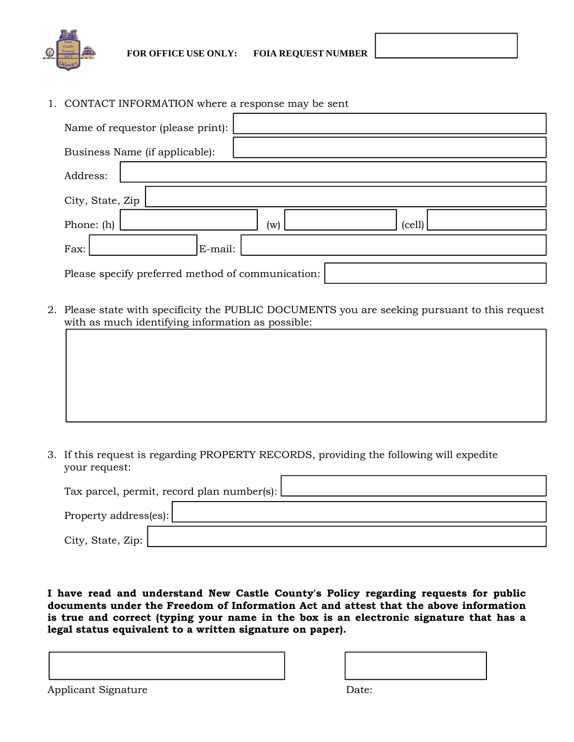FOR OFFICE USE ONLY: FOIA REQUEST NUMBER

1. CONTACT INFORMATION where a response may be sent

   Name of requestor (please print):

   Business Name (if applicable):

   Address:

   City, State, Zip

   Phone: (h) (w) (cell)

   Fax: E-mail:

   Please specify preferred method of communication:

2. Please state with specificity the PUBLIC DOCUMENTS you are seeking pursuant to this request with as much identifying information as possible:

3. If this request is regarding PROPERTY RECORDS, providing the following will expedite your request:

   Tax parcel, permit, record plan number(s):

   Property address(es):

   City, State, Zip:

**I have read and understand New Castle County's Policy regarding requests for public documents under the Freedom of Information Act and attest that the above information is true and correct (typing your name in the box is an electronic signature that has a legal status equivalent to a written signature on paper).**

Applicant Signature

Date: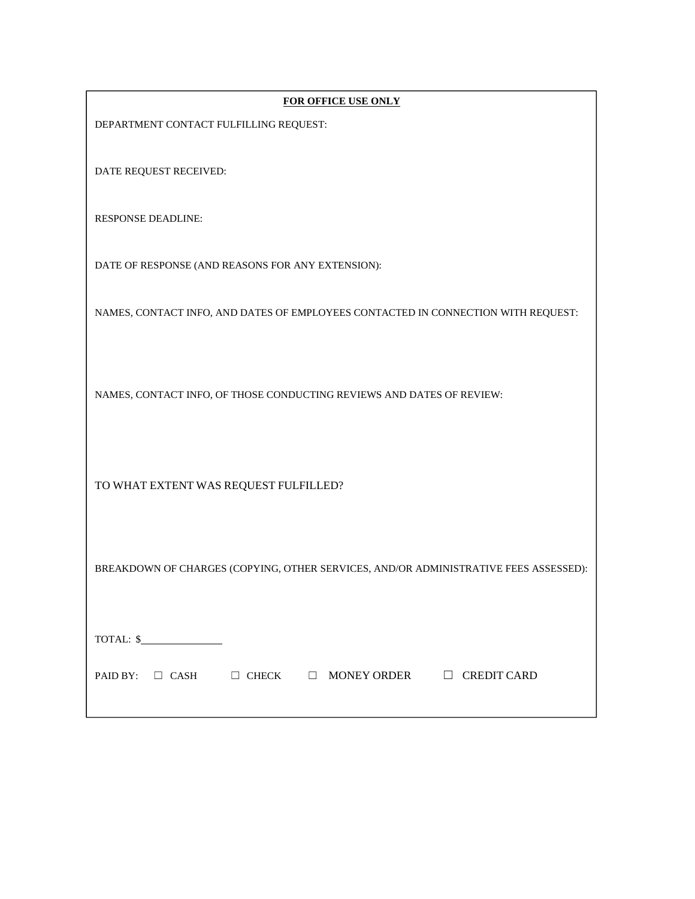**FOR OFFICE USE ONLY**

DEPARTMENT CONTACT FULFILLING REQUEST:

DATE REQUEST RECEIVED:

RESPONSE DEADLINE:

DATE OF RESPONSE (AND REASONS FOR ANY EXTENSION):

NAMES, CONTACT INFO, AND DATES OF EMPLOYEES CONTACTED IN CONNECTION WITH REQUEST:

NAMES, CONTACT INFO, OF THOSE CONDUCTING REVIEWS AND DATES OF REVIEW:

TO WHAT EXTENT WAS REQUEST FULFILLED?

BREAKDOWN OF CHARGES (COPYING, OTHER SERVICES, AND/OR ADMINISTRATIVE FEES ASSESSED):

TOTAL: $_______________

PAID BY: ☐ CASH ☐ CHECK ☐ MONEY ORDER ☐ CREDIT CARD